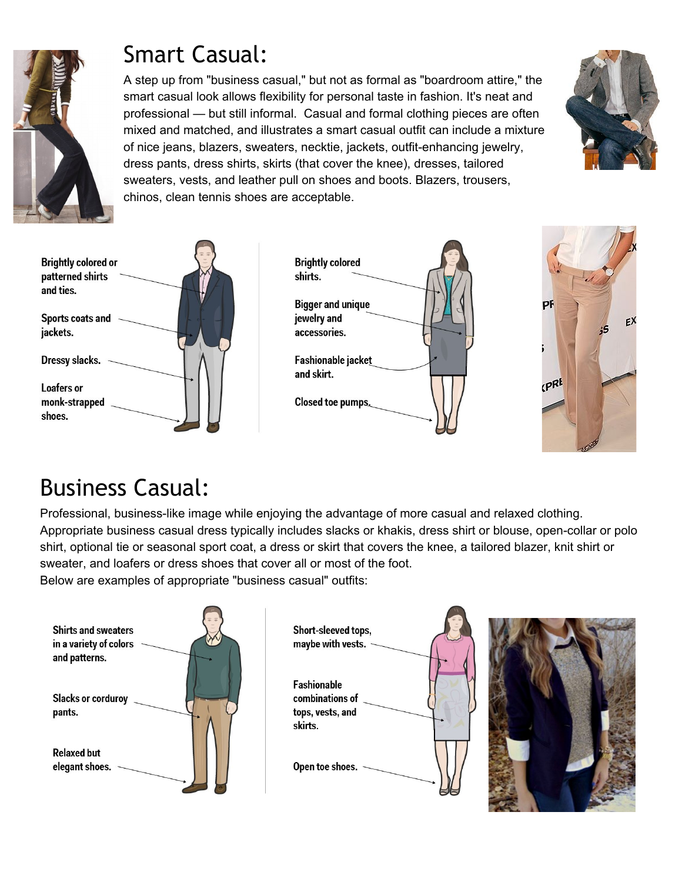# Smart Casual:

A step up from "business casual," but not as formal as "boardroom attire," the smart casual look allows flexibility for personal taste in fashion. It's neat and professional — but still informal. Casual and formal clothing pieces are often mixed and matched, and illustrates a smart casual outfit can include a mixture of nice jeans, blazers, sweaters, necktie, jackets, outfit-enhancing jewelry, dress pants, dress shirts, skirts (that cover the knee), dresses, tailored sweaters, vests, and leather pull on shoes and boots. Blazers, trousers, chinos, clean tennis shoes are acceptable.

Brightly colored or patterned shirts and ties.

Sports coats and jackets.

Dressy slacks.

Loafers or monk-strapped shoes.

Brightly colored shirts.

Bigger and unique jewelry and accessories.

Fashionable jacket and skirt.

Closed toe pumps.

# Business Casual:

Professional, business-like image while enjoying the advantage of more casual and relaxed clothing. Appropriate business casual dress typically includes slacks or khakis, dress shirt or blouse, open-collar or polo shirt, optional tie or seasonal sport coat, a dress or skirt that covers the knee, a tailored blazer, knit shirt or sweater, and loafers or dress shoes that cover all or most of the foot.

Below are examples of appropriate "business casual" outfits:

Shirts and sweaters in a variety of colors and patterns.

Slacks or corduroy pants.

Relaxed but elegant shoes.

Short-sleeved tops, maybe with vests.

Fashionable combinations of tops, vests, and skirts.

Open toe shoes.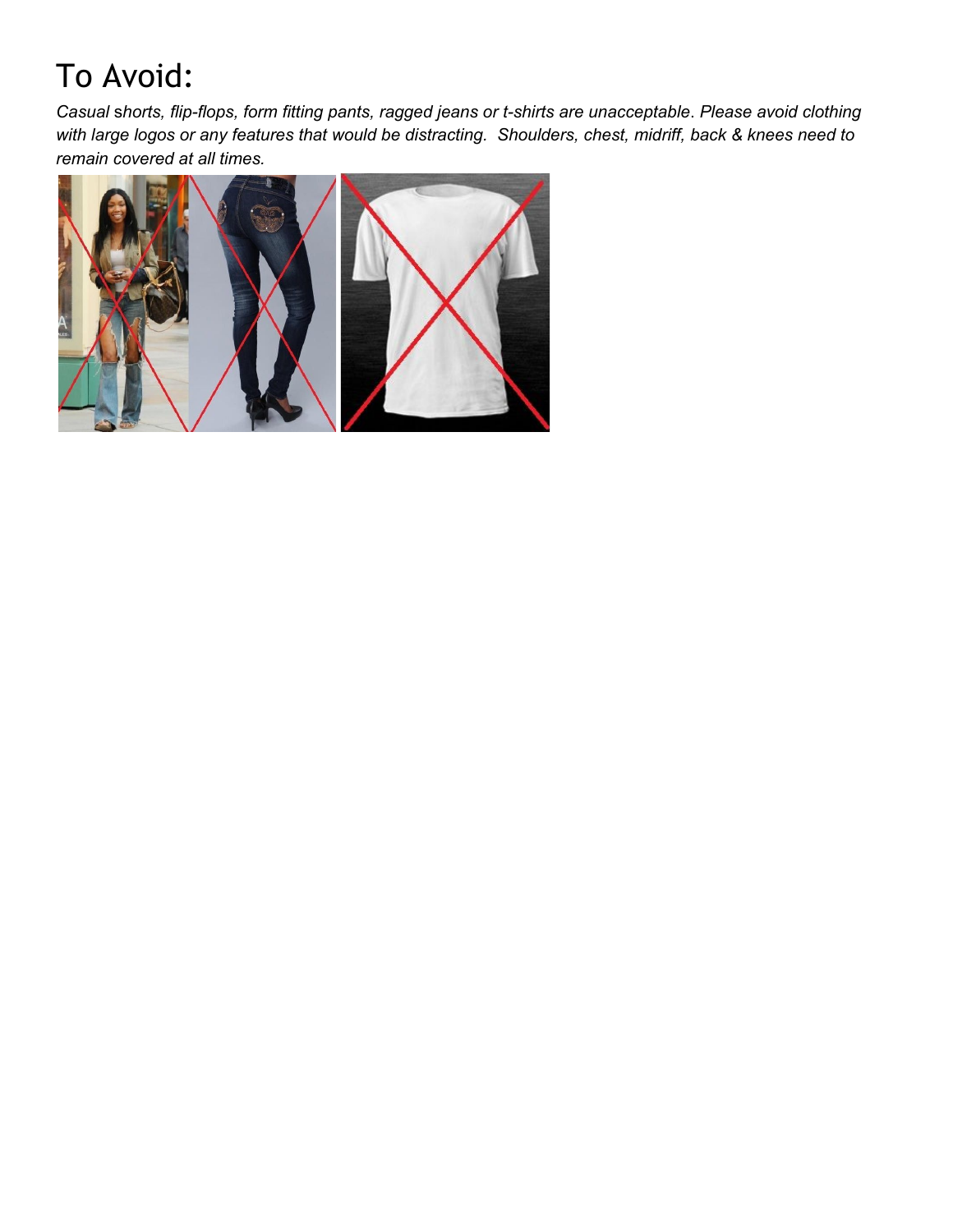# To Avoid:

*Casual shorts, flip-flops, form fitting pants, ragged jeans or t-shirts are unacceptable. Please avoid clothing with large logos or any features that would be distracting. Shoulders, chest, midriff, back & knees need to remain covered at all times.*